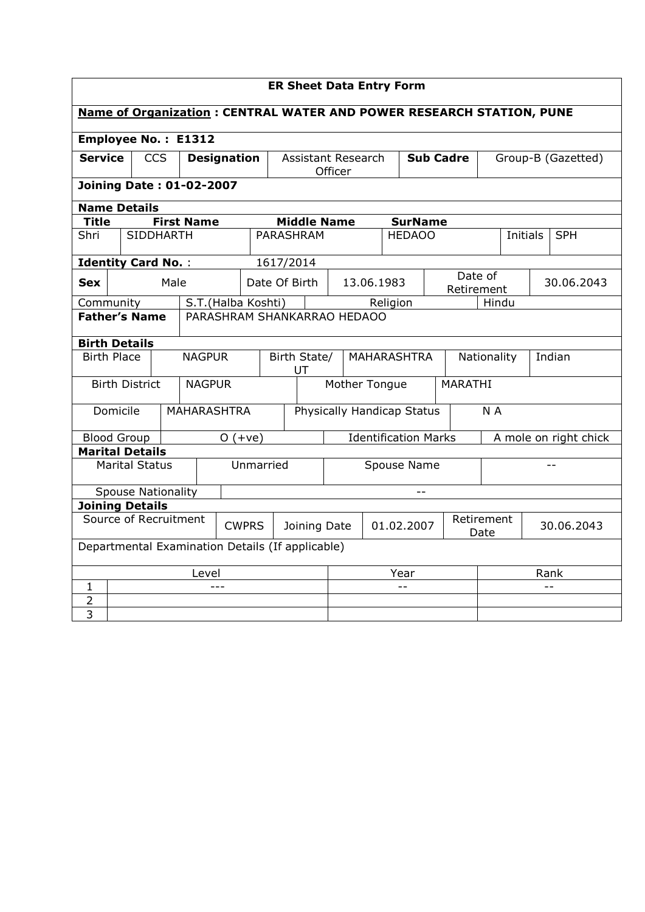## ER Sheet Data Entry Form

**Name of Organization : CENTRAL WATER AND POWER RESEARCH STATION, PUNE**

**Employee No. : E1312**

| **Service** | CCS | **Designation** | Assistant Research Officer | **Sub Cadre** | Group-B (Gazetted) |
|---|---|---|---|---|---|

**Joining Date : 01-02-2007**

**Name Details**

| **Title** | **First Name** | **Middle Name** | **SurName** | | |
|---|---|---|---|---|---|
| Shri | SIDDHARTH | PARASHRAM | HEDAOO | Initials | SPH |

**Identity Card No.** : 1617/2014

| **Sex** | Male | Date Of Birth | 13.06.1983 | Date of Retirement | 30.06.2043 |
|---|---|---|---|---|---|
| Community | S.T.(Halba Koshti) | Religion | Hindu | | |

| **Father's Name** | PARASHRAM SHANKARRAO HEDAOO |
|---|---|

**Birth Details**

| Birth Place | NAGPUR | Birth State/ UT | MAHARASHTRA | Nationality | Indian |
|---|---|---|---|---|---|
| Birth District | NAGPUR | Mother Tongue | MARATHI | | |
| Domicile | MAHARASHTRA | Physically Handicap Status | N A | | |
| Blood Group | O (+ve) | Identification Marks | A mole on right chick | | |

**Marital Details**

| Marital Status | Unmarried | Spouse Name | -- |
|---|---|---|---|
| Spouse Nationality | -- | | |

**Joining Details**

| Source of Recruitment | CWPRS | Joining Date | 01.02.2007 | Retirement Date | 30.06.2043 |
|---|---|---|---|---|---|

Departmental Examination Details (If applicable)

| | Level | Year | Rank |
|---|---|---|---|
| 1 | --- | -- | -- |
| 2 | | | |
| 3 | | | |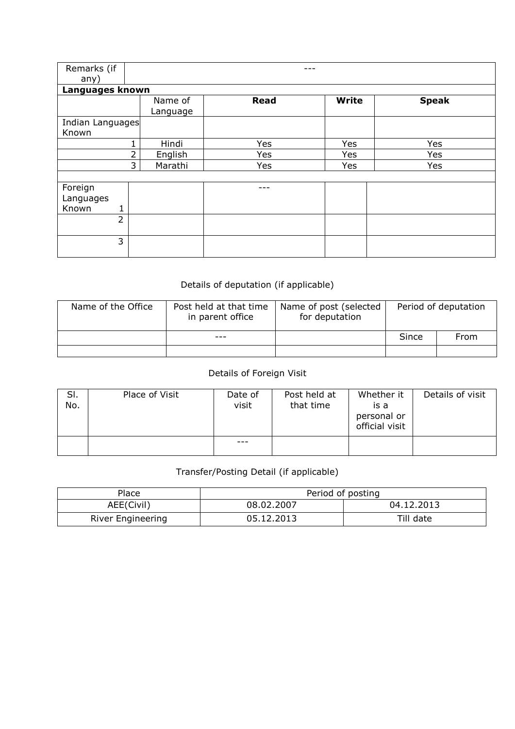| Remarks (if any) | --- | | | |
|---|---|---|---|---|
| **Languages known** | | | | |
| | Name of Language | **Read** | **Write** | **Speak** |
| Indian Languages Known | | | | |
| 1 | Hindi | Yes | Yes | Yes |
| 2 | English | Yes | Yes | Yes |
| 3 | Marathi | Yes | Yes | Yes |
| | | | | |
| Foreign Languages Known 1 | | --- | | |
| 2 | | | | |
| 3 | | | | |

Details of deputation (if applicable)

| Name of the Office | Post held at that time in parent office | Name of post (selected for deputation | Period of deputation | |
|---|---|---|---|---|
| | --- | | Since | From |
| | | | | |

Details of Foreign Visit

| Sl. No. | Place of Visit | Date of visit | Post held at that time | Whether it is a personal or official visit | Details of visit |
|---|---|---|---|---|---|
| | | --- | | | |

Transfer/Posting Detail (if applicable)

| Place | Period of posting | |
|---|---|---|
| AEE(Civil) | 08.02.2007 | 04.12.2013 |
| River Engineering | 05.12.2013 | Till date |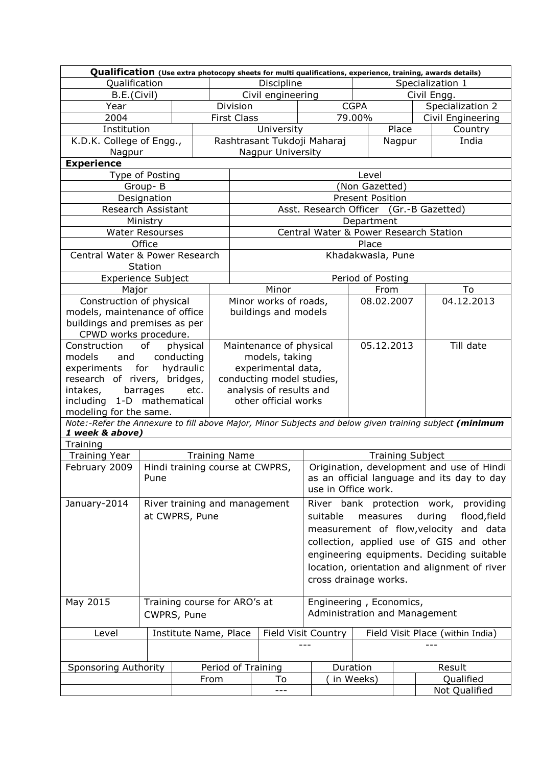**Qualification** (Use extra photocopy sheets for multi qualifications, experience, training, awards details)

| Qualification | Discipline | Specialization 1 |
|---|---|---|
| B.E.(Civil) | Civil engineering | Civil Engg. |

| Year | Division | CGPA | Specialization 2 |
|---|---|---|---|
| 2004 | First Class | 79.00% | Civil Engineering |

| Institution | University | Place | Country |
|---|---|---|---|
| K.D.K. College of Engg., Nagpur | Rashtrasant Tukdoji Maharaj Nagpur University | Nagpur | India |

**Experience**

| Type of Posting | Level |
|---|---|
| Group- B | (Non Gazetted) |
| **Designation** | **Present Position** |
| Research Assistant | Asst. Research Officer (Gr.-B Gazetted) |
| **Ministry** | **Department** |
| Water Resourses | Central Water & Power Research Station |
| **Office** | **Place** |
| Central Water & Power Research Station | Khadakwasla, Pune |

| Experience Subject | | Period of Posting | |
|---|---|---|---|
| Major | Minor | From | To |
| Construction of physical models, maintenance of office buildings and premises as per CPWD works procedure. | Minor works of roads, buildings and models | 08.02.2007 | 04.12.2013 |
| Construction of physical models and conducting experiments for hydraulic research of rivers, bridges, intakes, barrages etc. including 1-D mathematical modeling for the same. | Maintenance of physical models, taking experimental data, conducting model studies, analysis of results and other official works | 05.12.2013 | Till date |

*Note:-Refer the Annexure to fill above Major, Minor Subjects and below given training subject **(minimum 1 week & above)***

Training

| Training Year | Training Name | Training Subject |
|---|---|---|
| February 2009 | Hindi training course at CWPRS, Pune | Origination, development and use of Hindi as an official language and its day to day use in Office work. |
| January-2014 | River training and management at CWPRS, Pune | River bank protection work, providing suitable measures during flood,field measurement of flow,velocity and data collection, applied use of GIS and other engineering equipments. Deciding suitable location, orientation and alignment of river cross drainage works. |
| May 2015 | Training course for ARO's at CWPRS, Pune | Engineering , Economics, Administration and Management |

| Level | Institute Name, Place | Field Visit Country | Field Visit Place (within India) |
|---|---|---|---|
| | | --- | --- |

| Sponsoring Authority | Period of Training | | Duration | Result | |
|---|---|---|---|---|---|
| | From | To | ( in Weeks) | | Qualified |
| | | --- | | | Not Qualified |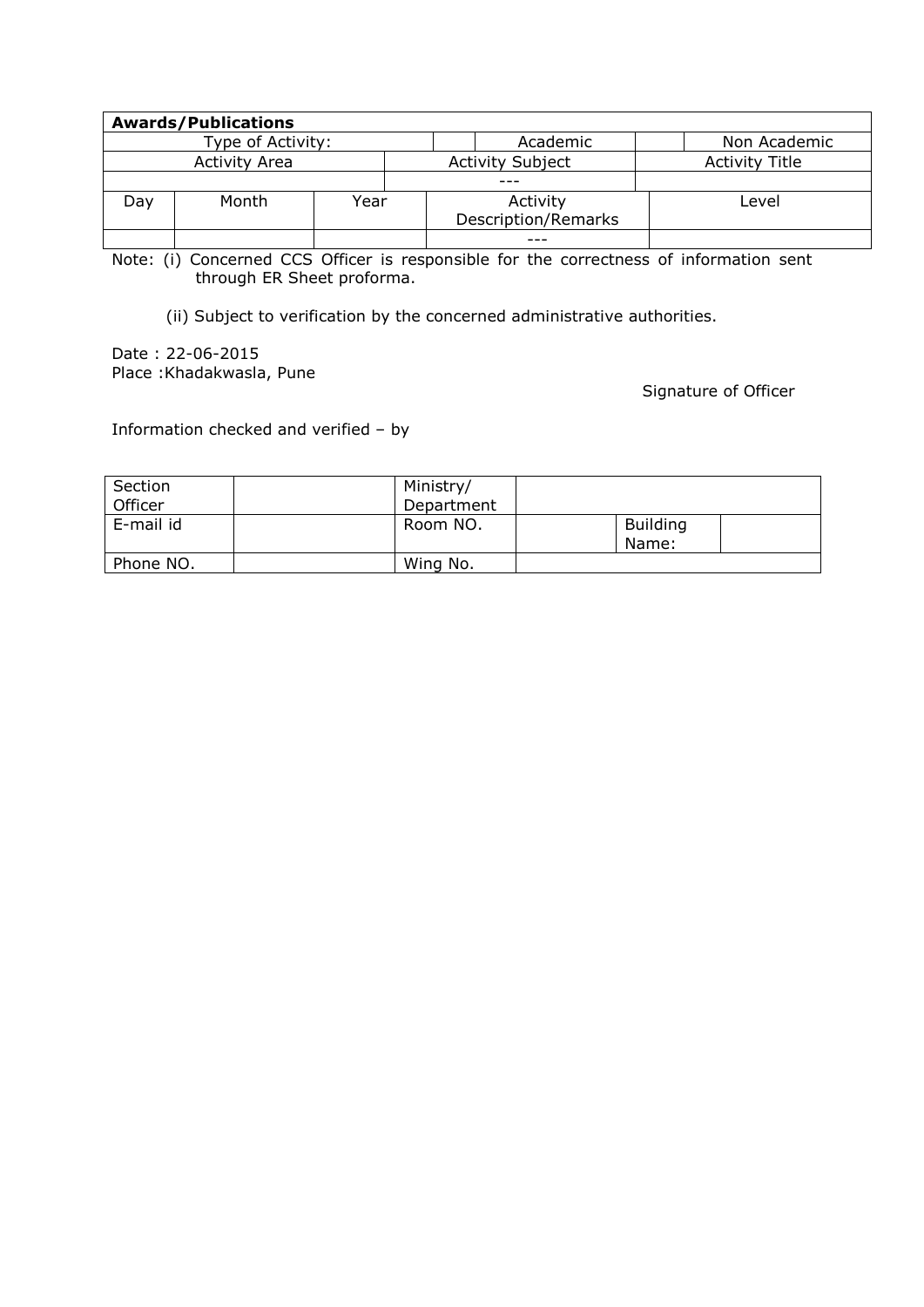| **Awards/Publications** | | | | | |
|---|---|---|---|---|---|
| Type of Activity: | | | Academic | | Non Academic |
| Activity Area | | | Activity Subject | | Activity Title |
| | | | --- | | |
| Day | Month | Year | Activity Description/Remarks | | Level |
| | | | --- | | |

Note: (i) Concerned CCS Officer is responsible for the correctness of information sent through ER Sheet proforma.

(ii) Subject to verification by the concerned administrative authorities.

Date : 22-06-2015
Place :Khadakwasla, Pune

Signature of Officer

Information checked and verified – by

| | | | | | |
|---|---|---|---|---|---|
| Section Officer | | Ministry/ Department | | | |
| E-mail id | | Room NO. | | Building Name: | |
| Phone NO. | | Wing No. | | | |